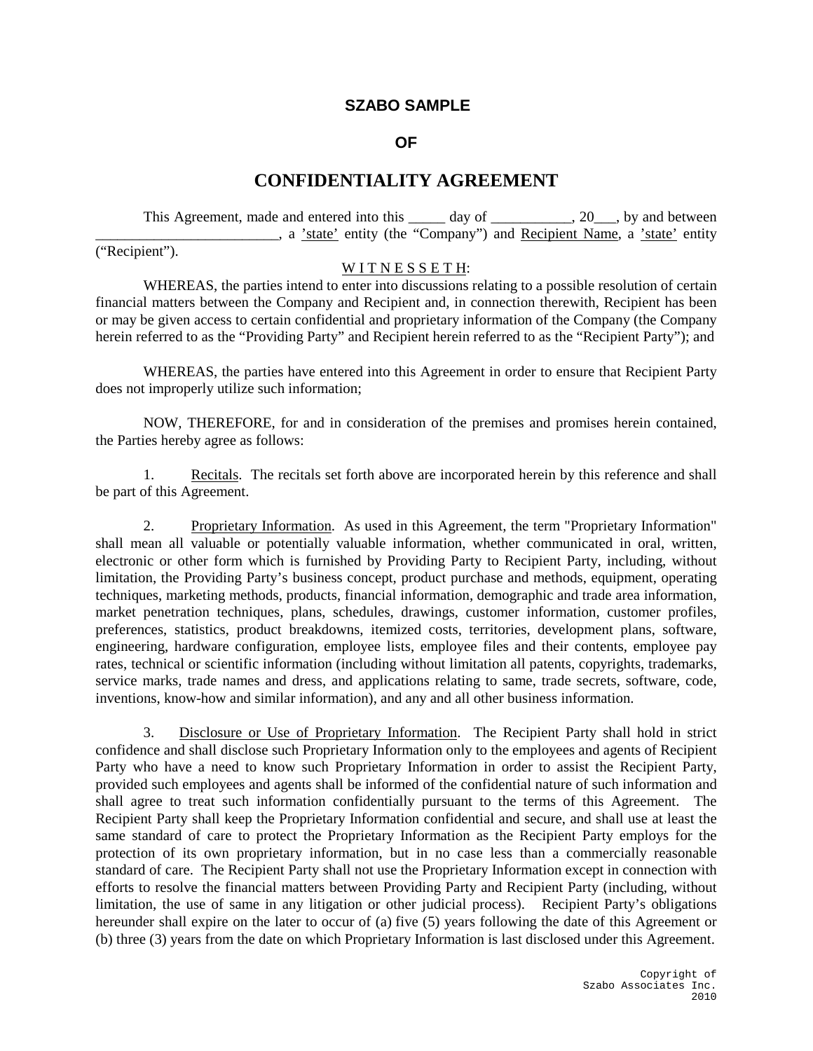**SZABO SAMPLE**

**OF**

# CONFIDENTIALITY AGREEMENT

This Agreement, made and entered into this _____ day of ___________, 20___, by and between _________________________, a 'state' entity (the "Company") and Recipient Name, a 'state' entity ("Recipient").

W I T N E S S E T H:

WHEREAS, the parties intend to enter into discussions relating to a possible resolution of certain financial matters between the Company and Recipient and, in connection therewith, Recipient has been or may be given access to certain confidential and proprietary information of the Company (the Company herein referred to as the "Providing Party" and Recipient herein referred to as the "Recipient Party"); and

WHEREAS, the parties have entered into this Agreement in order to ensure that Recipient Party does not improperly utilize such information;

NOW, THEREFORE, for and in consideration of the premises and promises herein contained, the Parties hereby agree as follows:

1. Recitals. The recitals set forth above are incorporated herein by this reference and shall be part of this Agreement.

2. Proprietary Information. As used in this Agreement, the term "Proprietary Information" shall mean all valuable or potentially valuable information, whether communicated in oral, written, electronic or other form which is furnished by Providing Party to Recipient Party, including, without limitation, the Providing Party's business concept, product purchase and methods, equipment, operating techniques, marketing methods, products, financial information, demographic and trade area information, market penetration techniques, plans, schedules, drawings, customer information, customer profiles, preferences, statistics, product breakdowns, itemized costs, territories, development plans, software, engineering, hardware configuration, employee lists, employee files and their contents, employee pay rates, technical or scientific information (including without limitation all patents, copyrights, trademarks, service marks, trade names and dress, and applications relating to same, trade secrets, software, code, inventions, know-how and similar information), and any and all other business information.

3. Disclosure or Use of Proprietary Information. The Recipient Party shall hold in strict confidence and shall disclose such Proprietary Information only to the employees and agents of Recipient Party who have a need to know such Proprietary Information in order to assist the Recipient Party, provided such employees and agents shall be informed of the confidential nature of such information and shall agree to treat such information confidentially pursuant to the terms of this Agreement. The Recipient Party shall keep the Proprietary Information confidential and secure, and shall use at least the same standard of care to protect the Proprietary Information as the Recipient Party employs for the protection of its own proprietary information, but in no case less than a commercially reasonable standard of care. The Recipient Party shall not use the Proprietary Information except in connection with efforts to resolve the financial matters between Providing Party and Recipient Party (including, without limitation, the use of same in any litigation or other judicial process). Recipient Party's obligations hereunder shall expire on the later to occur of (a) five (5) years following the date of this Agreement or (b) three (3) years from the date on which Proprietary Information is last disclosed under this Agreement.

Copyright of
Szabo Associates Inc.
2010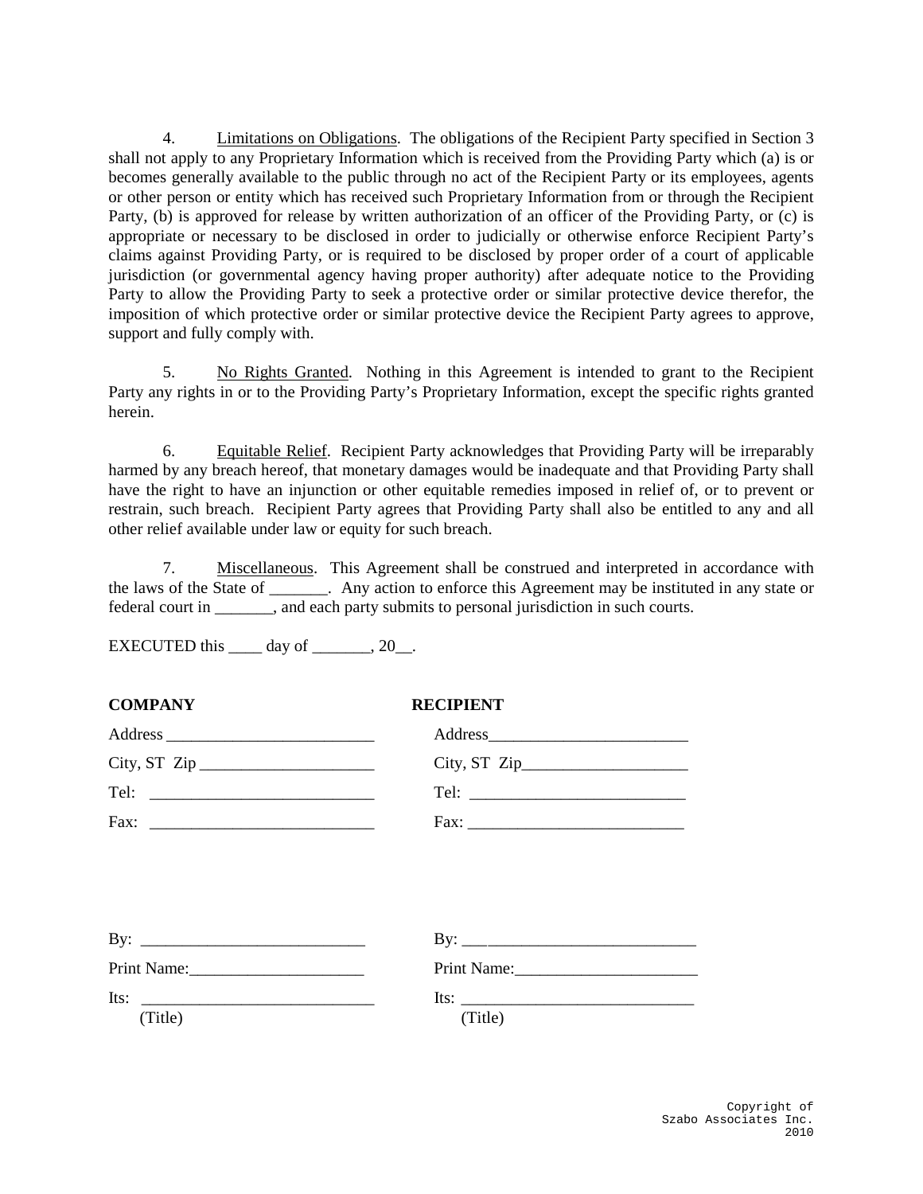4. Limitations on Obligations. The obligations of the Recipient Party specified in Section 3 shall not apply to any Proprietary Information which is received from the Providing Party which (a) is or becomes generally available to the public through no act of the Recipient Party or its employees, agents or other person or entity which has received such Proprietary Information from or through the Recipient Party, (b) is approved for release by written authorization of an officer of the Providing Party, or (c) is appropriate or necessary to be disclosed in order to judicially or otherwise enforce Recipient Party's claims against Providing Party, or is required to be disclosed by proper order of a court of applicable jurisdiction (or governmental agency having proper authority) after adequate notice to the Providing Party to allow the Providing Party to seek a protective order or similar protective device therefor, the imposition of which protective order or similar protective device the Recipient Party agrees to approve, support and fully comply with.

5. No Rights Granted. Nothing in this Agreement is intended to grant to the Recipient Party any rights in or to the Providing Party's Proprietary Information, except the specific rights granted herein.

6. Equitable Relief. Recipient Party acknowledges that Providing Party will be irreparably harmed by any breach hereof, that monetary damages would be inadequate and that Providing Party shall have the right to have an injunction or other equitable remedies imposed in relief of, or to prevent or restrain, such breach. Recipient Party agrees that Providing Party shall also be entitled to any and all other relief available under law or equity for such breach.

7. Miscellaneous. This Agreement shall be construed and interpreted in accordance with the laws of the State of _______. Any action to enforce this Agreement may be instituted in any state or federal court in _______, and each party submits to personal jurisdiction in such courts.

EXECUTED this ____ day of _______, 20__.

| **COMPANY** | **RECIPIENT** |
|---|---|
| Address _________________________ | Address________________________ |
| City, ST Zip _____________________ | City, ST Zip____________________ |
| Tel: ___________________________ | Tel: __________________________ |
| Fax: ___________________________ | Fax: __________________________ |
| | |
| By: ___________________________ | By: ___________________________ |
| Print Name:_____________________ | Print Name:______________________ |
| Its: ____________________________ (Title) | Its: ____________________________ (Title) |

Copyright of
Szabo Associates Inc.
2010